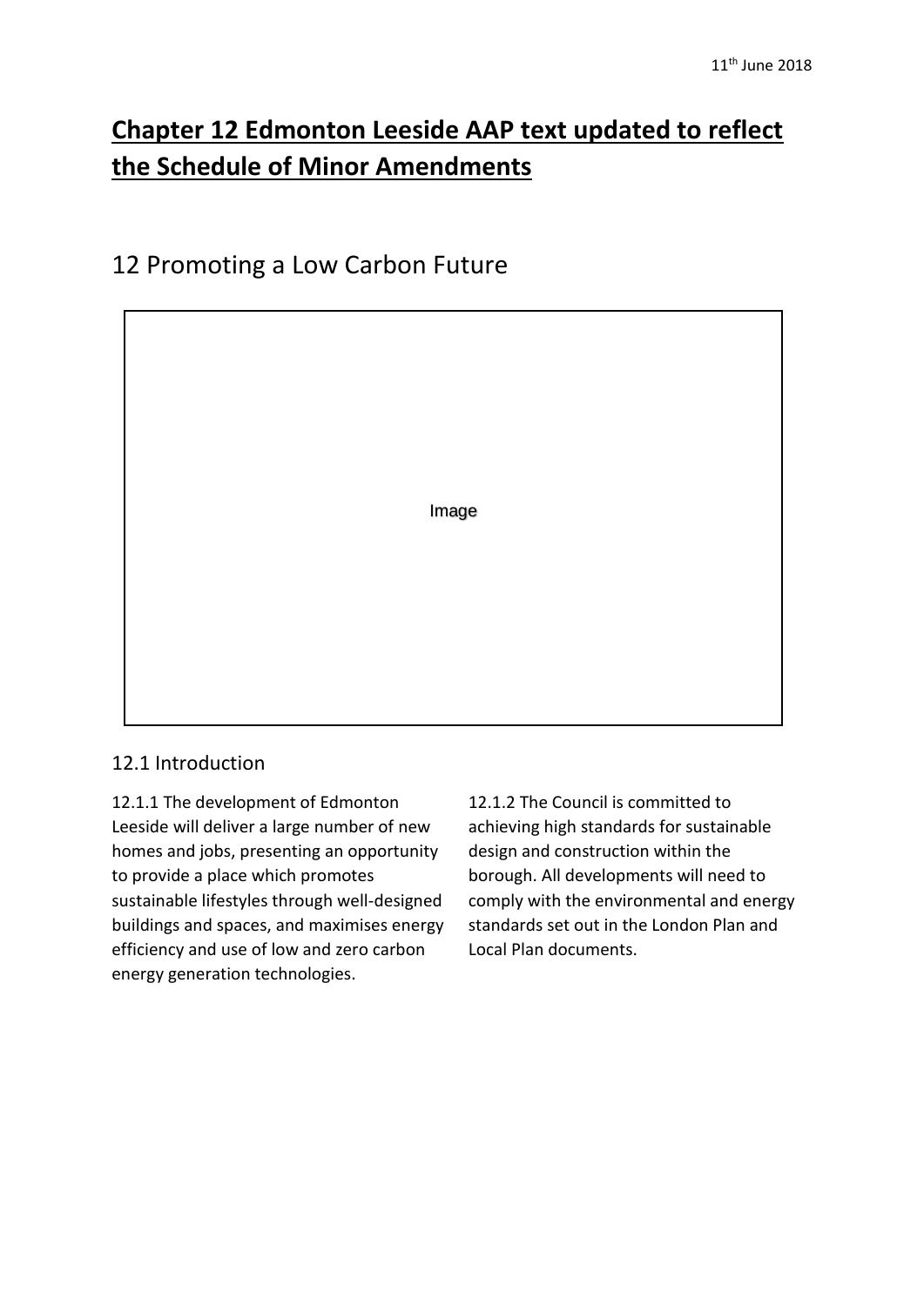# **Chapter 12 Edmonton Leeside AAP text updated to reflect the Schedule of Minor Amendments**

# 12 Promoting a Low Carbon Future

## 12.1 Introduction

12.1.1 The development of Edmonton Leeside will deliver a large number of new homes and jobs, presenting an opportunity to provide a place which promotes sustainable lifestyles through well-designed buildings and spaces, and maximises energy efficiency and use of low and zero carbon energy generation technologies.

12.1.2 The Council is committed to achieving high standards for sustainable design and construction within the borough. All developments will need to comply with the environmental and energy standards set out in the London Plan and Local Plan documents.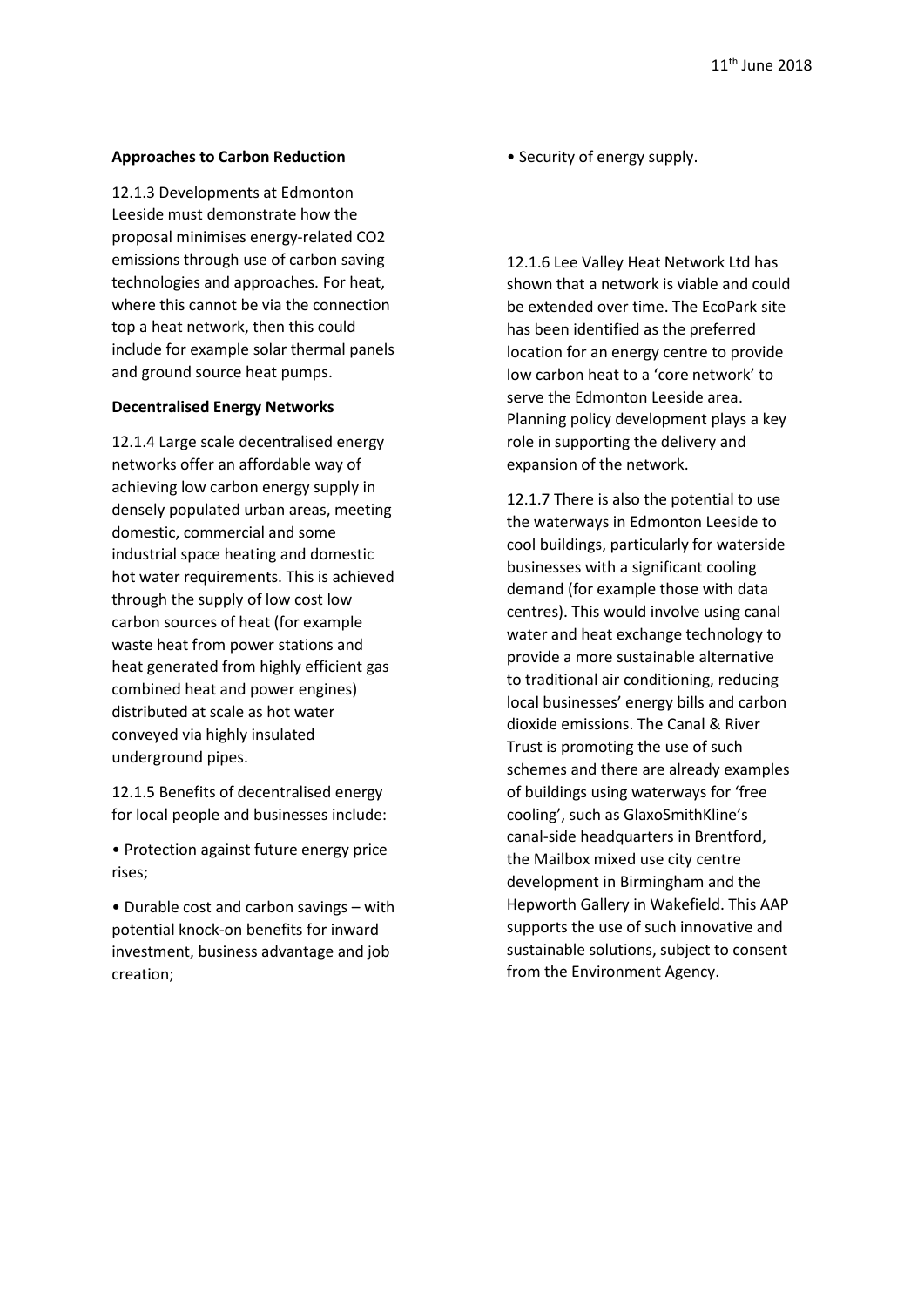**Approaches to Carbon Reduction**

12.1.3 Developments at Edmonton Leeside must demonstrate how the proposal minimises energy-related $CO_2$ emissions through use of carbon saving technologies and approaches. For heat, where this cannot be via the connection top a heat network, then this could include for example solar thermal panels and ground source heat pumps.

**Decentralised Energy Networks**

12.1.4 Large scale decentralised energy networks offer an affordable way of achieving low carbon energy supply in densely populated urban areas, meeting domestic, commercial and some industrial space heating and domestic hot water requirements. This is achieved through the supply of low cost low carbon sources of heat (for example waste heat from power stations and heat generated from highly efficient gas combined heat and power engines) distributed at scale as hot water conveyed via highly insulated underground pipes.

12.1.5 Benefits of decentralised energy for local people and businesses include:

• Protection against future energy price rises;

• Durable cost and carbon savings – with potential knock-on benefits for inward investment, business advantage and job creation;

• Security of energy supply.

12.1.6 Lee Valley Heat Network Ltd has shown that a network is viable and could be extended over time. The EcoPark site has been identified as the preferred location for an energy centre to provide low carbon heat to a 'core network' to serve the Edmonton Leeside area. Planning policy development plays a key role in supporting the delivery and expansion of the network.

12.1.7 There is also the potential to use the waterways in Edmonton Leeside to cool buildings, particularly for waterside businesses with a significant cooling demand (for example those with data centres). This would involve using canal water and heat exchange technology to provide a more sustainable alternative to traditional air conditioning, reducing local businesses' energy bills and carbon dioxide emissions. The Canal & River Trust is promoting the use of such schemes and there are already examples of buildings using waterways for 'free cooling', such as GlaxoSmithKline's canal-side headquarters in Brentford, the Mailbox mixed use city centre development in Birmingham and the Hepworth Gallery in Wakefield. This AAP supports the use of such innovative and sustainable solutions, subject to consent from the Environment Agency.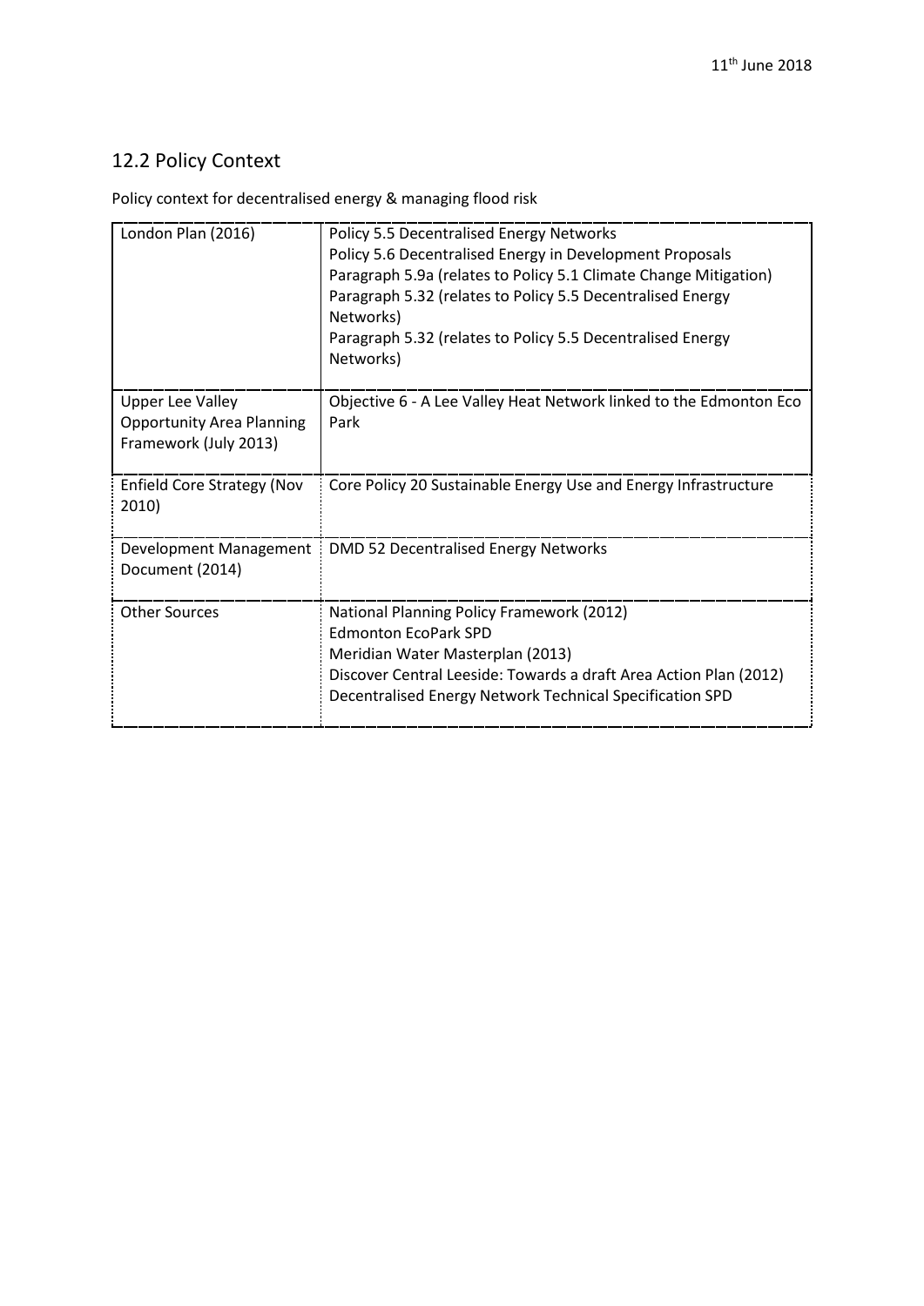## 12.2 Policy Context

Policy context for decentralised energy & managing flood risk

| | |
|---|---|
| London Plan (2016) | Policy 5.5 Decentralised Energy Networks<br>Policy 5.6 Decentralised Energy in Development Proposals<br>Paragraph 5.9a (relates to Policy 5.1 Climate Change Mitigation)<br>Paragraph 5.32 (relates to Policy 5.5 Decentralised Energy Networks)<br>Paragraph 5.32 (relates to Policy 5.5 Decentralised Energy Networks) |
| Upper Lee Valley Opportunity Area Planning Framework (July 2013) | Objective 6 - A Lee Valley Heat Network linked to the Edmonton Eco Park |
| Enfield Core Strategy (Nov 2010) | Core Policy 20 Sustainable Energy Use and Energy Infrastructure |
| Development Management Document (2014) | DMD 52 Decentralised Energy Networks |
| Other Sources | National Planning Policy Framework (2012)<br>Edmonton EcoPark SPD<br>Meridian Water Masterplan (2013)<br>Discover Central Leeside: Towards a draft Area Action Plan (2012)<br>Decentralised Energy Network Technical Specification SPD |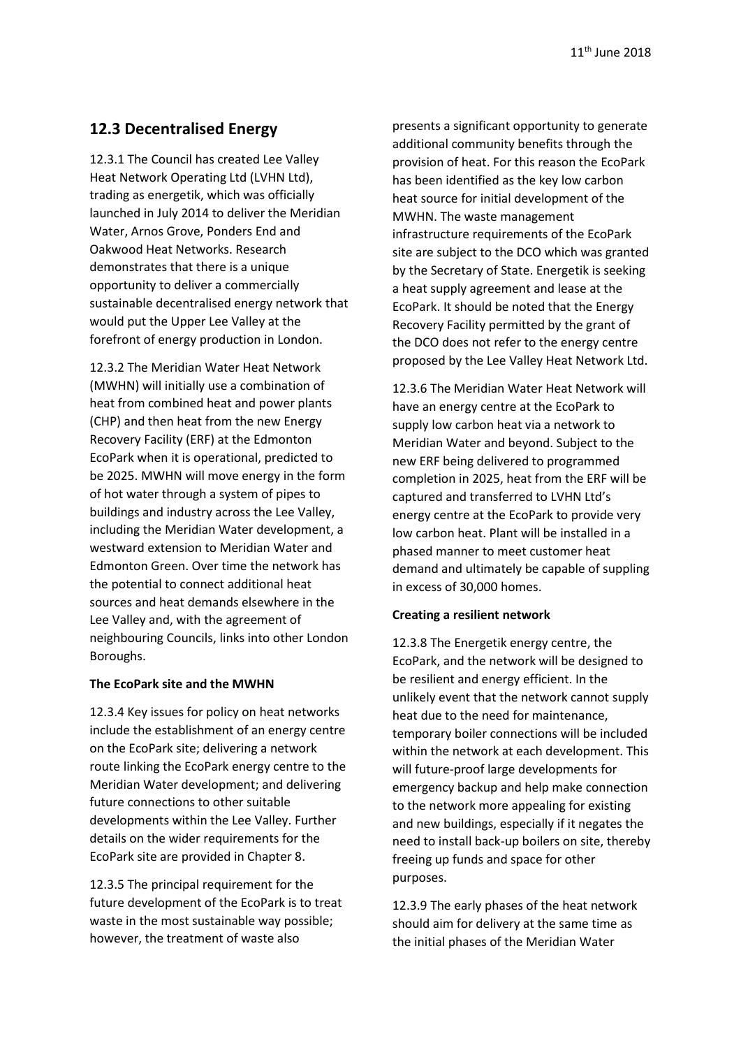## 12.3 Decentralised Energy

12.3.1 The Council has created Lee Valley Heat Network Operating Ltd (LVHN Ltd), trading as energetik, which was officially launched in July 2014 to deliver the Meridian Water, Arnos Grove, Ponders End and Oakwood Heat Networks. Research demonstrates that there is a unique opportunity to deliver a commercially sustainable decentralised energy network that would put the Upper Lee Valley at the forefront of energy production in London.

12.3.2 The Meridian Water Heat Network (MWHN) will initially use a combination of heat from combined heat and power plants (CHP) and then heat from the new Energy Recovery Facility (ERF) at the Edmonton EcoPark when it is operational, predicted to be 2025. MWHN will move energy in the form of hot water through a system of pipes to buildings and industry across the Lee Valley, including the Meridian Water development, a westward extension to Meridian Water and Edmonton Green. Over time the network has the potential to connect additional heat sources and heat demands elsewhere in the Lee Valley and, with the agreement of neighbouring Councils, links into other London Boroughs.

**The EcoPark site and the MWHN**

12.3.4 Key issues for policy on heat networks include the establishment of an energy centre on the EcoPark site; delivering a network route linking the EcoPark energy centre to the Meridian Water development; and delivering future connections to other suitable developments within the Lee Valley. Further details on the wider requirements for the EcoPark site are provided in Chapter 8.

12.3.5 The principal requirement for the future development of the EcoPark is to treat waste in the most sustainable way possible; however, the treatment of waste also presents a significant opportunity to generate additional community benefits through the provision of heat. For this reason the EcoPark has been identified as the key low carbon heat source for initial development of the MWHN. The waste management infrastructure requirements of the EcoPark site are subject to the DCO which was granted by the Secretary of State. Energetik is seeking a heat supply agreement and lease at the EcoPark. It should be noted that the Energy Recovery Facility permitted by the grant of the DCO does not refer to the energy centre proposed by the Lee Valley Heat Network Ltd.

12.3.6 The Meridian Water Heat Network will have an energy centre at the EcoPark to supply low carbon heat via a network to Meridian Water and beyond. Subject to the new ERF being delivered to programmed completion in 2025, heat from the ERF will be captured and transferred to LVHN Ltd's energy centre at the EcoPark to provide very low carbon heat. Plant will be installed in a phased manner to meet customer heat demand and ultimately be capable of suppling in excess of 30,000 homes.

**Creating a resilient network**

12.3.8 The Energetik energy centre, the EcoPark, and the network will be designed to be resilient and energy efficient. In the unlikely event that the network cannot supply heat due to the need for maintenance, temporary boiler connections will be included within the network at each development. This will future-proof large developments for emergency backup and help make connection to the network more appealing for existing and new buildings, especially if it negates the need to install back-up boilers on site, thereby freeing up funds and space for other purposes.

12.3.9 The early phases of the heat network should aim for delivery at the same time as the initial phases of the Meridian Water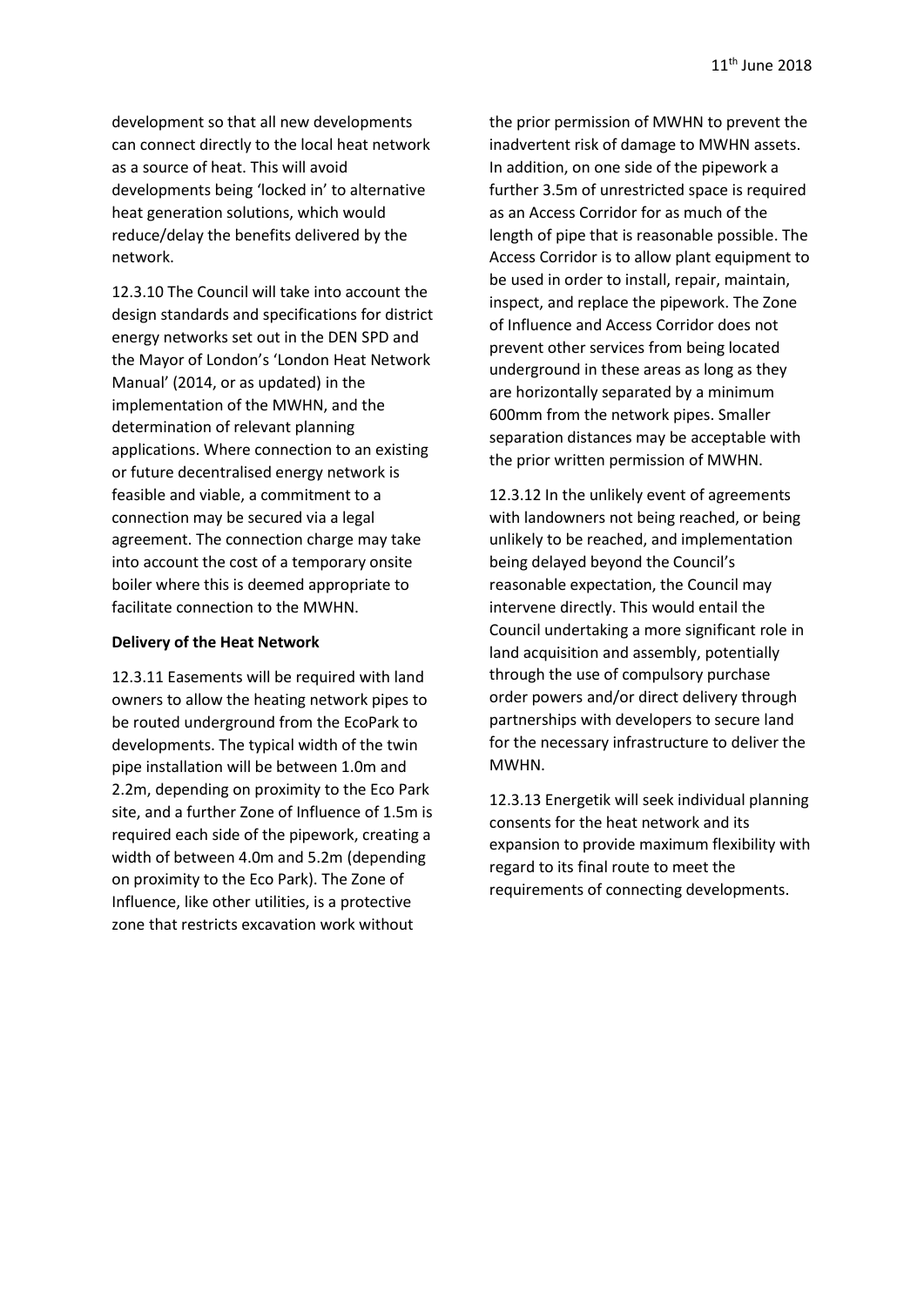development so that all new developments can connect directly to the local heat network as a source of heat. This will avoid developments being 'locked in' to alternative heat generation solutions, which would reduce/delay the benefits delivered by the network.

12.3.10 The Council will take into account the design standards and specifications for district energy networks set out in the DEN SPD and the Mayor of London's 'London Heat Network Manual' (2014, or as updated) in the implementation of the MWHN, and the determination of relevant planning applications. Where connection to an existing or future decentralised energy network is feasible and viable, a commitment to a connection may be secured via a legal agreement. The connection charge may take into account the cost of a temporary onsite boiler where this is deemed appropriate to facilitate connection to the MWHN.

**Delivery of the Heat Network**

12.3.11 Easements will be required with land owners to allow the heating network pipes to be routed underground from the EcoPark to developments. The typical width of the twin pipe installation will be between 1.0m and 2.2m, depending on proximity to the Eco Park site, and a further Zone of Influence of 1.5m is required each side of the pipework, creating a width of between 4.0m and 5.2m (depending on proximity to the Eco Park). The Zone of Influence, like other utilities, is a protective zone that restricts excavation work without the prior permission of MWHN to prevent the inadvertent risk of damage to MWHN assets. In addition, on one side of the pipework a further 3.5m of unrestricted space is required as an Access Corridor for as much of the length of pipe that is reasonable possible. The Access Corridor is to allow plant equipment to be used in order to install, repair, maintain, inspect, and replace the pipework. The Zone of Influence and Access Corridor does not prevent other services from being located underground in these areas as long as they are horizontally separated by a minimum 600mm from the network pipes. Smaller separation distances may be acceptable with the prior written permission of MWHN.

12.3.12 In the unlikely event of agreements with landowners not being reached, or being unlikely to be reached, and implementation being delayed beyond the Council's reasonable expectation, the Council may intervene directly. This would entail the Council undertaking a more significant role in land acquisition and assembly, potentially through the use of compulsory purchase order powers and/or direct delivery through partnerships with developers to secure land for the necessary infrastructure to deliver the MWHN.

12.3.13 Energetik will seek individual planning consents for the heat network and its expansion to provide maximum flexibility with regard to its final route to meet the requirements of connecting developments.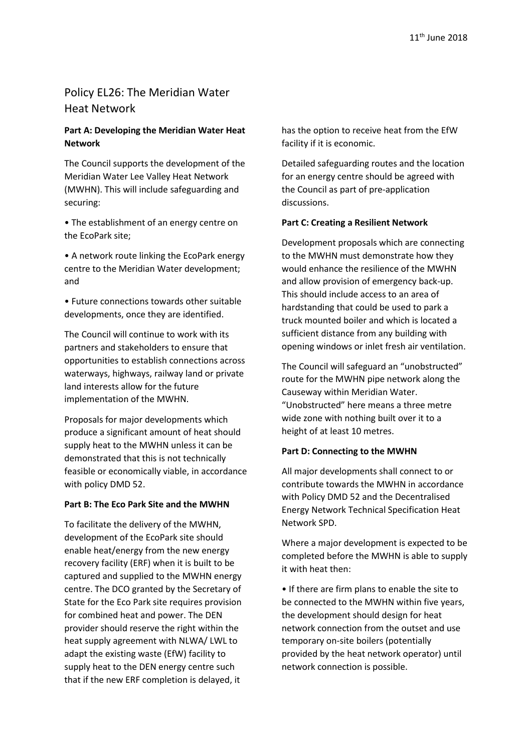11th June 2018

# Policy EL26: The Meridian Water Heat Network

**Part A: Developing the Meridian Water Heat Network**

The Council supports the development of the Meridian Water Lee Valley Heat Network (MWHN). This will include safeguarding and securing:

- The establishment of an energy centre on the EcoPark site;
- A network route linking the EcoPark energy centre to the Meridian Water development; and
- Future connections towards other suitable developments, once they are identified.

The Council will continue to work with its partners and stakeholders to ensure that opportunities to establish connections across waterways, highways, railway land or private land interests allow for the future implementation of the MWHN.

Proposals for major developments which produce a significant amount of heat should supply heat to the MWHN unless it can be demonstrated that this is not technically feasible or economically viable, in accordance with policy DMD 52.

**Part B: The Eco Park Site and the MWHN**

To facilitate the delivery of the MWHN, development of the EcoPark site should enable heat/energy from the new energy recovery facility (ERF) when it is built to be captured and supplied to the MWHN energy centre. The DCO granted by the Secretary of State for the Eco Park site requires provision for combined heat and power. The DEN provider should reserve the right within the heat supply agreement with NLWA/ LWL to adapt the existing waste (EfW) facility to supply heat to the DEN energy centre such that if the new ERF completion is delayed, it has the option to receive heat from the EfW facility if it is economic.

Detailed safeguarding routes and the location for an energy centre should be agreed with the Council as part of pre-application discussions.

**Part C: Creating a Resilient Network**

Development proposals which are connecting to the MWHN must demonstrate how they would enhance the resilience of the MWHN and allow provision of emergency back-up. This should include access to an area of hardstanding that could be used to park a truck mounted boiler and which is located a sufficient distance from any building with opening windows or inlet fresh air ventilation.

The Council will safeguard an "unobstructed" route for the MWHN pipe network along the Causeway within Meridian Water. "Unobstructed" here means a three metre wide zone with nothing built over it to a height of at least 10 metres.

**Part D: Connecting to the MWHN**

All major developments shall connect to or contribute towards the MWHN in accordance with Policy DMD 52 and the Decentralised Energy Network Technical Specification Heat Network SPD.

Where a major development is expected to be completed before the MWHN is able to supply it with heat then:

- If there are firm plans to enable the site to be connected to the MWHN within five years, the development should design for heat network connection from the outset and use temporary on-site boilers (potentially provided by the heat network operator) until network connection is possible.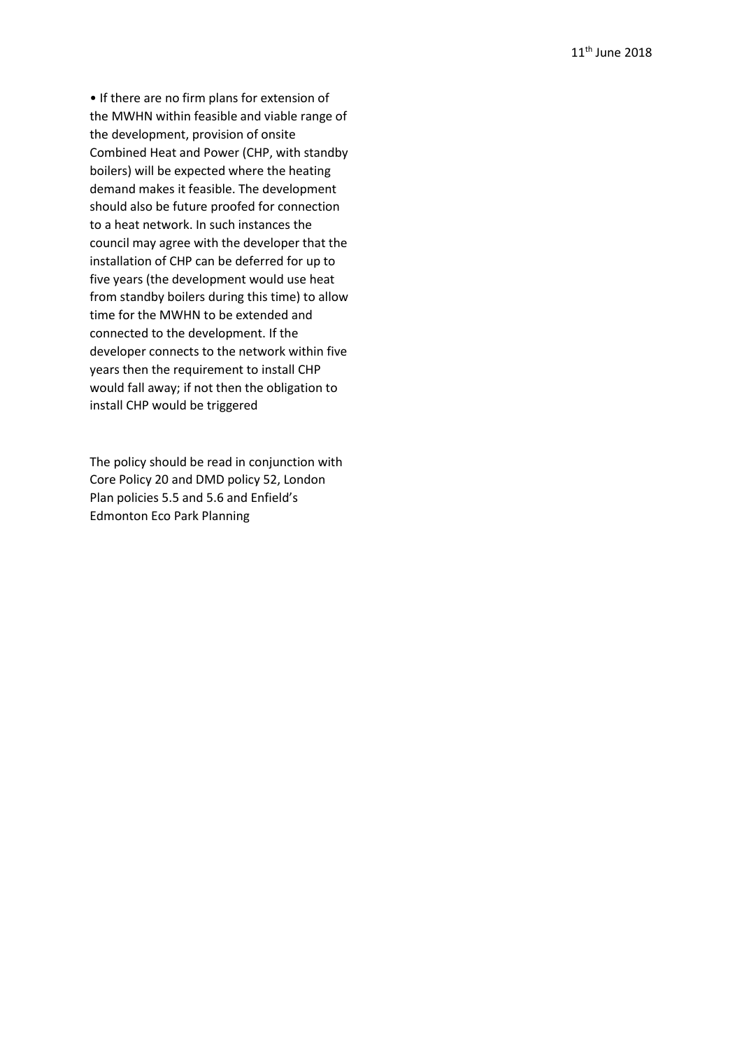- If there are no firm plans for extension of the MWHN within feasible and viable range of the development, provision of onsite Combined Heat and Power (CHP, with standby boilers) will be expected where the heating demand makes it feasible. The development should also be future proofed for connection to a heat network. In such instances the council may agree with the developer that the installation of CHP can be deferred for up to five years (the development would use heat from standby boilers during this time) to allow time for the MWHN to be extended and connected to the development. If the developer connects to the network within five years then the requirement to install CHP would fall away; if not then the obligation to install CHP would be triggered

The policy should be read in conjunction with Core Policy 20 and DMD policy 52, London Plan policies 5.5 and 5.6 and Enfield's Edmonton Eco Park Planning